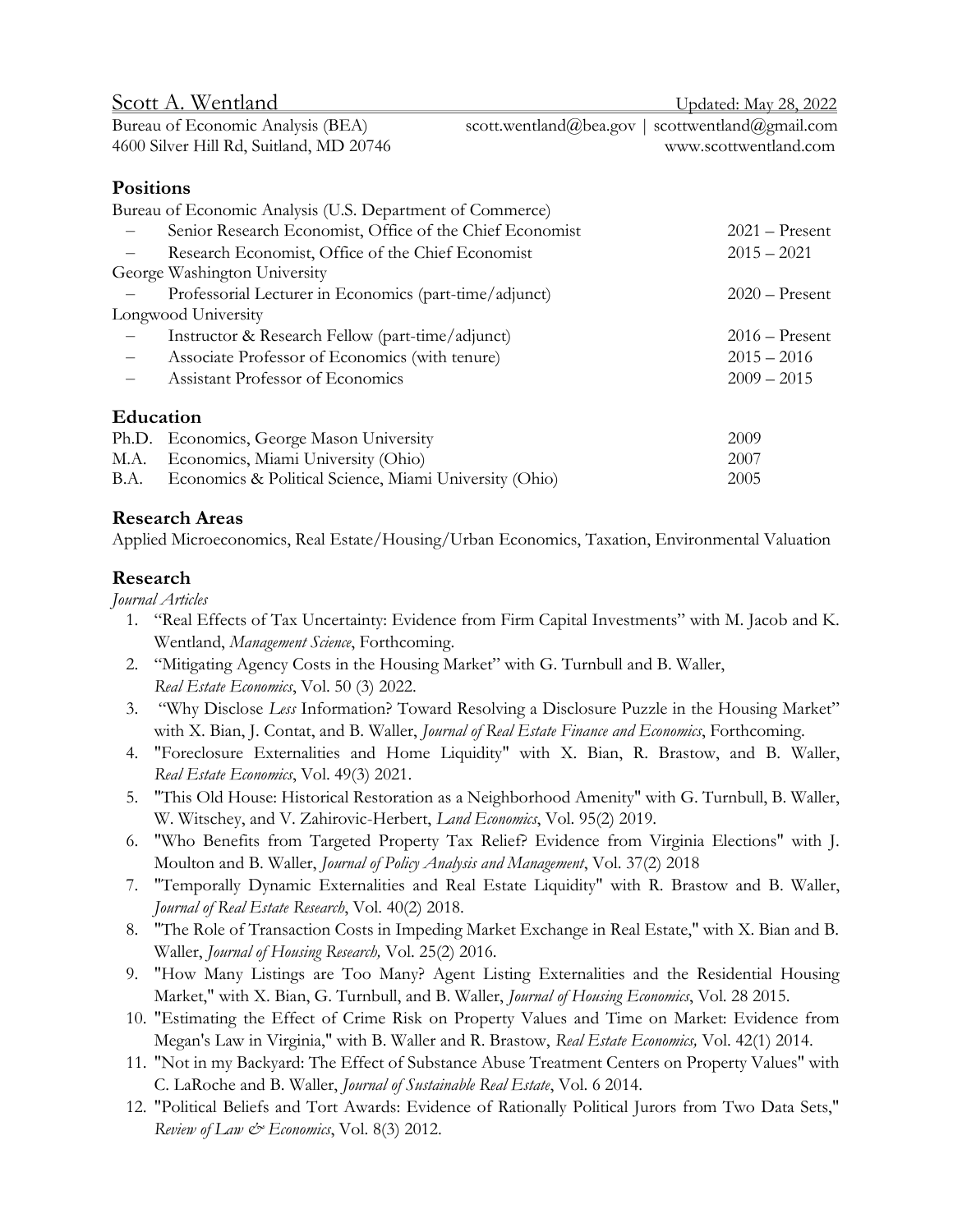# Scott A. Wentland

Updated: May 28, 2022

Bureau of Economic Analysis (BEA)
4600 Silver Hill Rd, Suitland, MD 20746

scott.wentland@bea.gov | scottwentland@gmail.com
www.scottwentland.com

## Positions

Bureau of Economic Analysis (U.S. Department of Commerce)

- Senior Research Economist, Office of the Chief Economist — 2021 – Present
- Research Economist, Office of the Chief Economist — 2015 – 2021

George Washington University

- Professorial Lecturer in Economics (part-time/adjunct) — 2020 – Present

Longwood University

- Instructor & Research Fellow (part-time/adjunct) — 2016 – Present
- Associate Professor of Economics (with tenure) — 2015 – 2016
- Assistant Professor of Economics — 2009 – 2015

## Education

| | | |
|---|---|---|
| Ph.D. | Economics, George Mason University | 2009 |
| M.A. | Economics, Miami University (Ohio) | 2007 |
| B.A. | Economics & Political Science, Miami University (Ohio) | 2005 |

## Research Areas

Applied Microeconomics, Real Estate/Housing/Urban Economics, Taxation, Environmental Valuation

## Research

*Journal Articles*

1. "Real Effects of Tax Uncertainty: Evidence from Firm Capital Investments" with M. Jacob and K. Wentland, *Management Science*, Forthcoming.
2. "Mitigating Agency Costs in the Housing Market" with G. Turnbull and B. Waller, *Real Estate Economics*, Vol. 50 (3) 2022.
3. "Why Disclose *Less* Information? Toward Resolving a Disclosure Puzzle in the Housing Market" with X. Bian, J. Contat, and B. Waller, *Journal of Real Estate Finance and Economics*, Forthcoming.
4. "Foreclosure Externalities and Home Liquidity" with X. Bian, R. Brastow, and B. Waller, *Real Estate Economics*, Vol. 49(3) 2021.
5. "This Old House: Historical Restoration as a Neighborhood Amenity" with G. Turnbull, B. Waller, W. Witschey, and V. Zahirovic-Herbert, *Land Economics*, Vol. 95(2) 2019.
6. "Who Benefits from Targeted Property Tax Relief? Evidence from Virginia Elections" with J. Moulton and B. Waller, *Journal of Policy Analysis and Management*, Vol. 37(2) 2018
7. "Temporally Dynamic Externalities and Real Estate Liquidity" with R. Brastow and B. Waller, *Journal of Real Estate Research*, Vol. 40(2) 2018.
8. "The Role of Transaction Costs in Impeding Market Exchange in Real Estate," with X. Bian and B. Waller, *Journal of Housing Research,* Vol. 25(2) 2016.
9. "How Many Listings are Too Many? Agent Listing Externalities and the Residential Housing Market," with X. Bian, G. Turnbull, and B. Waller, *Journal of Housing Economics*, Vol. 28 2015.
10. "Estimating the Effect of Crime Risk on Property Values and Time on Market: Evidence from Megan's Law in Virginia," with B. Waller and R. Brastow, *Real Estate Economics,* Vol. 42(1) 2014.
11. "Not in my Backyard: The Effect of Substance Abuse Treatment Centers on Property Values" with C. LaRoche and B. Waller, *Journal of Sustainable Real Estate*, Vol. 6 2014.
12. "Political Beliefs and Tort Awards: Evidence of Rationally Political Jurors from Two Data Sets," *Review of Law & Economics*, Vol. 8(3) 2012.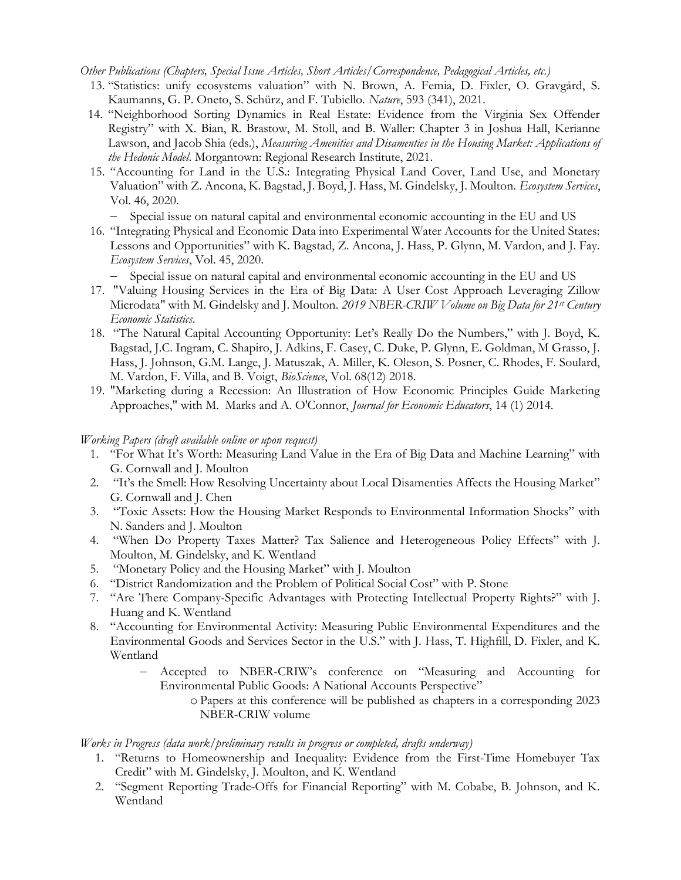*Other Publications (Chapters, Special Issue Articles, Short Articles/Correspondence, Pedagogical Articles, etc.)*

13. "Statistics: unify ecosystems valuation" with N. Brown, A. Femia, D. Fixler, O. Gravgård, S. Kaumanns, G. P. Oneto, S. Schürz, and F. Tubiello. *Nature*, 593 (341), 2021.
14. "Neighborhood Sorting Dynamics in Real Estate: Evidence from the Virginia Sex Offender Registry" with X. Bian, R. Brastow, M. Stoll, and B. Waller: Chapter 3 in Joshua Hall, Kerianne Lawson, and Jacob Shia (eds.), *Measuring Amenities and Disamenties in the Housing Market: Applications of the Hedonic Model*. Morgantown: Regional Research Institute, 2021.
15. "Accounting for Land in the U.S.: Integrating Physical Land Cover, Land Use, and Monetary Valuation" with Z. Ancona, K. Bagstad, J. Boyd, J. Hass, M. Gindelsky, J. Moulton. *Ecosystem Services*, Vol. 46, 2020.
    - Special issue on natural capital and environmental economic accounting in the EU and US
16. "Integrating Physical and Economic Data into Experimental Water Accounts for the United States: Lessons and Opportunities" with K. Bagstad, Z. Ancona, J. Hass, P. Glynn, M. Vardon, and J. Fay. *Ecosystem Services*, Vol. 45, 2020.
    - Special issue on natural capital and environmental economic accounting in the EU and US
17. "Valuing Housing Services in the Era of Big Data: A User Cost Approach Leveraging Zillow Microdata" with M. Gindelsky and J. Moulton. *2019 NBER-CRIW Volume on Big Data for 21st Century Economic Statistics*.
18. "The Natural Capital Accounting Opportunity: Let's Really Do the Numbers," with J. Boyd, K. Bagstad, J.C. Ingram, C. Shapiro, J. Adkins, F. Casey, C. Duke, P. Glynn, E. Goldman, M Grasso, J. Hass, J. Johnson, G.M. Lange, J. Matuszak, A. Miller, K. Oleson, S. Posner, C. Rhodes, F. Soulard, M. Vardon, F. Villa, and B. Voigt, *BioScience*, Vol. 68(12) 2018.
19. "Marketing during a Recession: An Illustration of How Economic Principles Guide Marketing Approaches," with M. Marks and A. O'Connor, *Journal for Economic Educators*, 14 (1) 2014.

*Working Papers (draft available online or upon request)*

1. "For What It's Worth: Measuring Land Value in the Era of Big Data and Machine Learning" with G. Cornwall and J. Moulton
2. "It's the Smell: How Resolving Uncertainty about Local Disamenties Affects the Housing Market" G. Cornwall and J. Chen
3. "Toxic Assets: How the Housing Market Responds to Environmental Information Shocks" with N. Sanders and J. Moulton
4. "When Do Property Taxes Matter? Tax Salience and Heterogeneous Policy Effects" with J. Moulton, M. Gindelsky, and K. Wentland
5. "Monetary Policy and the Housing Market" with J. Moulton
6. "District Randomization and the Problem of Political Social Cost" with P. Stone
7. "Are There Company-Specific Advantages with Protecting Intellectual Property Rights?" with J. Huang and K. Wentland
8. "Accounting for Environmental Activity: Measuring Public Environmental Expenditures and the Environmental Goods and Services Sector in the U.S." with J. Hass, T. Highfill, D. Fixler, and K. Wentland
    - Accepted to NBER-CRIW's conference on "Measuring and Accounting for Environmental Public Goods: A National Accounts Perspective"
        - Papers at this conference will be published as chapters in a corresponding 2023 NBER-CRIW volume

*Works in Progress (data work/preliminary results in progress or completed, drafts underway)*

1. "Returns to Homeownership and Inequality: Evidence from the First-Time Homebuyer Tax Credit" with M. Gindelsky, J. Moulton, and K. Wentland
2. "Segment Reporting Trade-Offs for Financial Reporting" with M. Cobabe, B. Johnson, and K. Wentland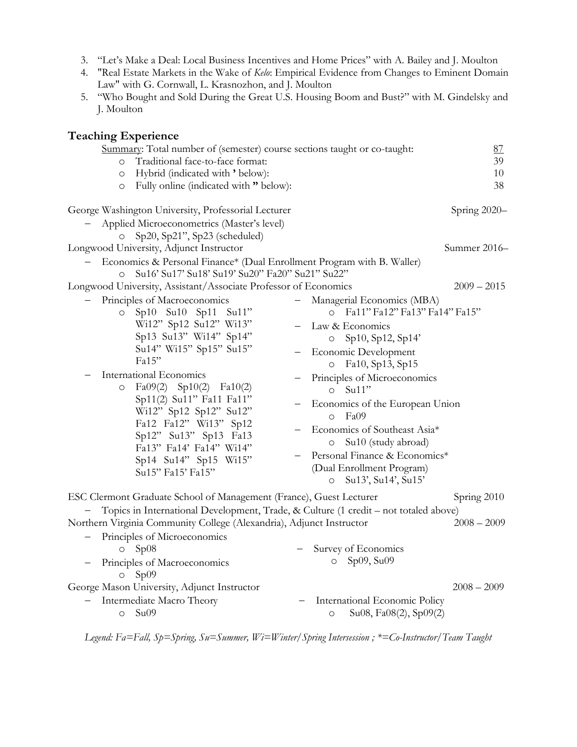3. "Let's Make a Deal: Local Business Incentives and Home Prices" with A. Bailey and J. Moulton
4. "Real Estate Markets in the Wake of *Kelo*: Empirical Evidence from Changes to Eminent Domain Law" with G. Cornwall, L. Krasnozhon, and J. Moulton
5. "Who Bought and Sold During the Great U.S. Housing Boom and Bust?" with M. Gindelsky and J. Moulton

## Teaching Experience

Summary: Total number of (semester) course sections taught or co-taught: 87

- Traditional face-to-face format: 39
- Hybrid (indicated with **'** below): 10
- Fully online (indicated with **"** below): 38

George Washington University, Professorial Lecturer — Spring 2020–

- Applied Microeconometrics (Master's level)
  - Sp20, Sp21", Sp23 (scheduled)

Longwood University, Adjunct Instructor — Summer 2016–

- Economics & Personal Finance* (Dual Enrollment Program with B. Waller)
  - Su16' Su17' Su18' Su19' Su20" Fa20" Su21" Su22"

Longwood University, Assistant/Associate Professor of Economics — 2009 – 2015

- Principles of Macroeconomics
  - Sp10 Su10 Sp11 Su11" Wi12" Sp12 Su12" Wi13" Sp13 Su13" Wi14" Sp14" Su14" Wi15" Sp15" Su15" Fa15"
- International Economics
  - Fa09(2) Sp10(2) Fa10(2) Sp11(2) Su11" Fa11 Fa11" Wi12" Sp12 Sp12" Su12" Fa12 Fa12" Wi13" Sp12 Sp12" Su13" Sp13 Fa13 Fa13" Fa14' Fa14" Wi14" Sp14 Su14" Sp15 Wi15" Su15" Fa15' Fa15"
- Managerial Economics (MBA)
  - Fa11" Fa12" Fa13" Fa14" Fa15"
- Law & Economics
  - Sp10, Sp12, Sp14'
- Economic Development
  - Fa10, Sp13, Sp15
- Principles of Microeconomics
  - Su11"
- Economics of the European Union
  - Fa09
- Economics of Southeast Asia*
  - Su10 (study abroad)
- Personal Finance & Economics* (Dual Enrollment Program)
  - Su13', Su14', Su15'

ESC Clermont Graduate School of Management (France), Guest Lecturer — Spring 2010

- Topics in International Development, Trade, & Culture (1 credit – not totaled above)

Northern Virginia Community College (Alexandria), Adjunct Instructor — 2008 – 2009

- Principles of Microeconomics
  - Sp08
- Principles of Macroeconomics
  - Sp09
- Survey of Economics
  - Sp09, Su09

George Mason University, Adjunct Instructor — 2008 – 2009

- Intermediate Macro Theory
  - Su09
- International Economic Policy
  - Su08, Fa08(2), Sp09(2)

*Legend: Fa=Fall, Sp=Spring, Su=Summer, Wi=Winter/Spring Intersession ; *=Co-Instructor/Team Taught*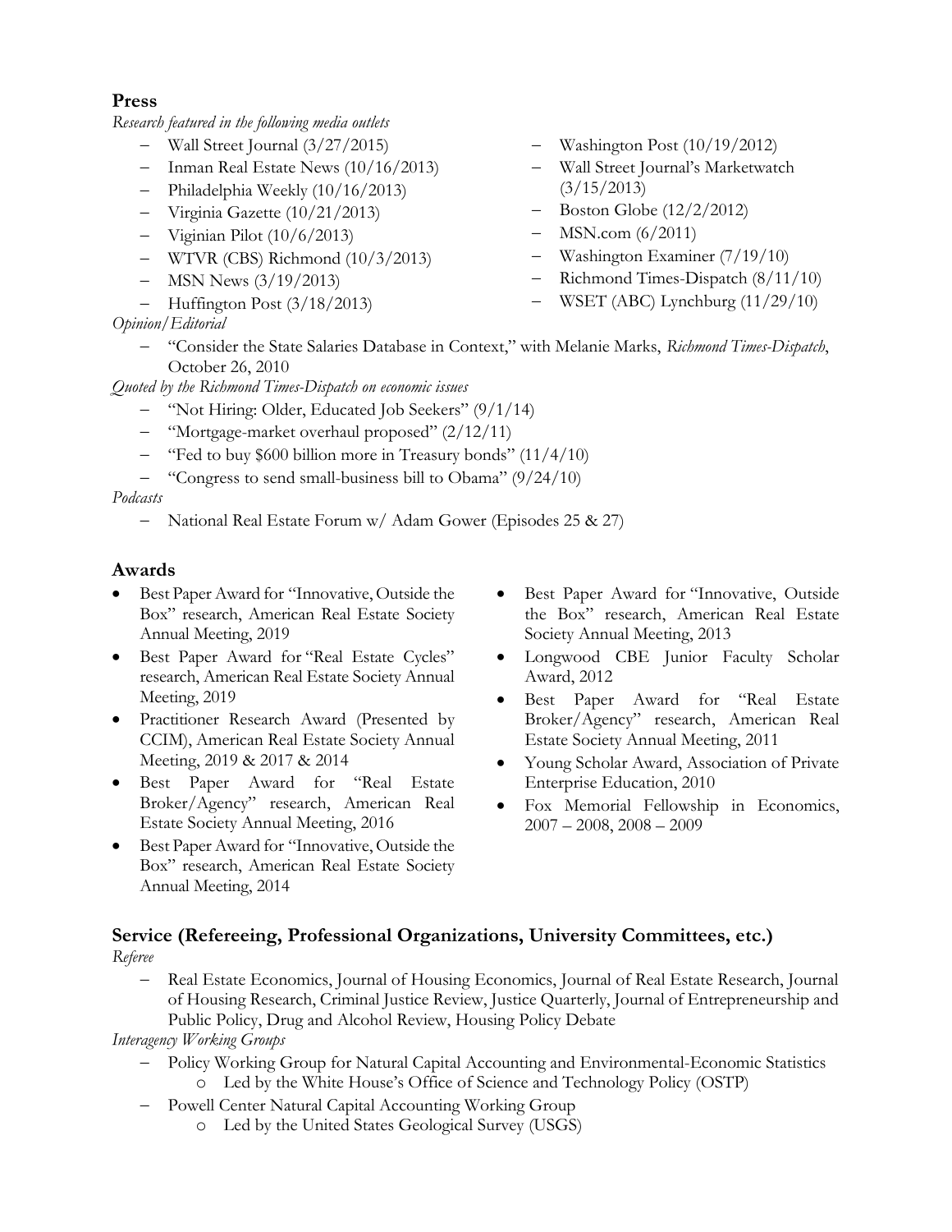## Press

*Research featured in the following media outlets*

- Wall Street Journal (3/27/2015)
- Inman Real Estate News (10/16/2013)
- Philadelphia Weekly (10/16/2013)
- Virginia Gazette (10/21/2013)
- Viginian Pilot (10/6/2013)
- WTVR (CBS) Richmond (10/3/2013)
- MSN News (3/19/2013)
- Huffington Post (3/18/2013)
- Washington Post (10/19/2012)
- Wall Street Journal's Marketwatch (3/15/2013)
- Boston Globe (12/2/2012)
- MSN.com (6/2011)
- Washington Examiner (7/19/10)
- Richmond Times-Dispatch (8/11/10)
- WSET (ABC) Lynchburg (11/29/10)

*Opinion/Editorial*

- "Consider the State Salaries Database in Context," with Melanie Marks, *Richmond Times-Dispatch*, October 26, 2010

*Quoted by the Richmond Times-Dispatch on economic issues*

- "Not Hiring: Older, Educated Job Seekers" (9/1/14)
- "Mortgage-market overhaul proposed" (2/12/11)
- "Fed to buy $600 billion more in Treasury bonds" (11/4/10)
- "Congress to send small-business bill to Obama" (9/24/10)

*Podcasts*

- National Real Estate Forum w/ Adam Gower (Episodes 25 & 27)

## Awards

- Best Paper Award for "Innovative, Outside the Box" research, American Real Estate Society Annual Meeting, 2019
- Best Paper Award for "Real Estate Cycles" research, American Real Estate Society Annual Meeting, 2019
- Practitioner Research Award (Presented by CCIM), American Real Estate Society Annual Meeting, 2019 & 2017 & 2014
- Best Paper Award for "Real Estate Broker/Agency" research, American Real Estate Society Annual Meeting, 2016
- Best Paper Award for "Innovative, Outside the Box" research, American Real Estate Society Annual Meeting, 2014
- Best Paper Award for "Innovative, Outside the Box" research, American Real Estate Society Annual Meeting, 2013
- Longwood CBE Junior Faculty Scholar Award, 2012
- Best Paper Award for "Real Estate Broker/Agency" research, American Real Estate Society Annual Meeting, 2011
- Young Scholar Award, Association of Private Enterprise Education, 2010
- Fox Memorial Fellowship in Economics, 2007 – 2008, 2008 – 2009

## Service (Refereeing, Professional Organizations, University Committees, etc.)

*Referee*

- Real Estate Economics, Journal of Housing Economics, Journal of Real Estate Research, Journal of Housing Research, Criminal Justice Review, Justice Quarterly, Journal of Entrepreneurship and Public Policy, Drug and Alcohol Review, Housing Policy Debate

*Interagency Working Groups*

- Policy Working Group for Natural Capital Accounting and Environmental-Economic Statistics
  - Led by the White House's Office of Science and Technology Policy (OSTP)
- Powell Center Natural Capital Accounting Working Group
  - Led by the United States Geological Survey (USGS)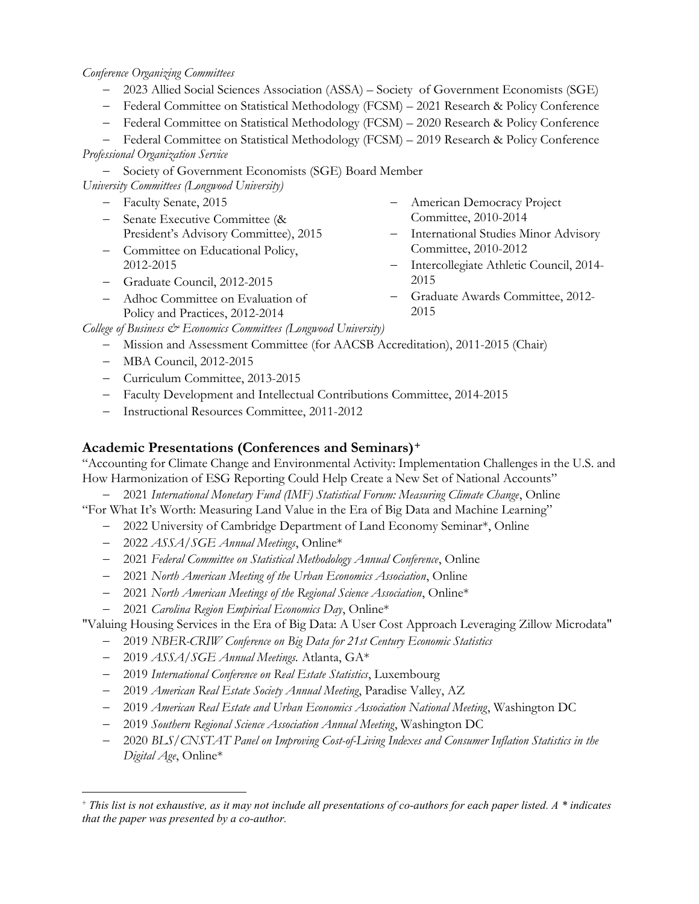*Conference Organizing Committees*

- 2023 Allied Social Sciences Association (ASSA) – Society of Government Economists (SGE)
- Federal Committee on Statistical Methodology (FCSM) – 2021 Research & Policy Conference
- Federal Committee on Statistical Methodology (FCSM) – 2020 Research & Policy Conference
- Federal Committee on Statistical Methodology (FCSM) – 2019 Research & Policy Conference

*Professional Organization Service*

- Society of Government Economists (SGE) Board Member

*University Committees (Longwood University)*

- Faculty Senate, 2015
- Senate Executive Committee (& President's Advisory Committee), 2015
- Committee on Educational Policy, 2012-2015
- Graduate Council, 2012-2015
- Adhoc Committee on Evaluation of Policy and Practices, 2012-2014
- American Democracy Project Committee, 2010-2014
- International Studies Minor Advisory Committee, 2010-2012
- Intercollegiate Athletic Council, 2014-2015
- Graduate Awards Committee, 2012-2015

*College of Business & Economics Committees (Longwood University)*

- Mission and Assessment Committee (for AACSB Accreditation), 2011-2015 (Chair)
- MBA Council, 2012-2015
- Curriculum Committee, 2013-2015
- Faculty Development and Intellectual Contributions Committee, 2014-2015
- Instructional Resources Committee, 2011-2012

## Academic Presentations (Conferences and Seminars)[+]

"Accounting for Climate Change and Environmental Activity: Implementation Challenges in the U.S. and How Harmonization of ESG Reporting Could Help Create a New Set of National Accounts"

- 2021 *International Monetary Fund (IMF) Statistical Forum: Measuring Climate Change*, Online

"For What It's Worth: Measuring Land Value in the Era of Big Data and Machine Learning"

- 2022 University of Cambridge Department of Land Economy Seminar*, Online
- 2022 *ASSA/SGE Annual Meetings*, Online*
- 2021 *Federal Committee on Statistical Methodology Annual Conference*, Online
- 2021 *North American Meeting of the Urban Economics Association*, Online
- 2021 *North American Meetings of the Regional Science Association*, Online*
- 2021 *Carolina Region Empirical Economics Day*, Online*

"Valuing Housing Services in the Era of Big Data: A User Cost Approach Leveraging Zillow Microdata"

- 2019 *NBER-CRIW Conference on Big Data for 21st Century Economic Statistics*
- 2019 *ASSA/SGE Annual Meetings.* Atlanta, GA*
- 2019 *International Conference on Real Estate Statistics*, Luxembourg
- 2019 *American Real Estate Society Annual Meeting*, Paradise Valley, AZ
- 2019 *American Real Estate and Urban Economics Association National Meeting*, Washington DC
- 2019 *Southern Regional Science Association Annual Meeting*, Washington DC
- 2020 *BLS/CNSTAT Panel on Improving Cost-of-Living Indexes and Consumer Inflation Statistics in the Digital Age*, Online*

---

[+] *This list is not exhaustive, as it may not include all presentations of co-authors for each paper listed. A * indicates that the paper was presented by a co-author.*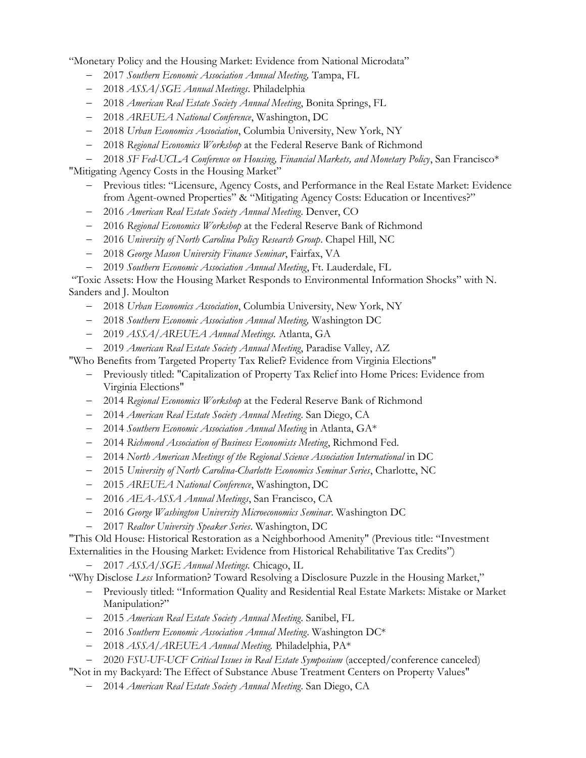"Monetary Policy and the Housing Market: Evidence from National Microdata"

- 2017 *Southern Economic Association Annual Meeting,* Tampa, FL
- 2018 *ASSA/SGE Annual Meetings*. Philadelphia
- 2018 *American Real Estate Society Annual Meeting*, Bonita Springs, FL
- 2018 *AREUEA National Conference*, Washington, DC
- 2018 *Urban Economics Association*, Columbia University, New York, NY
- 2018 *Regional Economics Workshop* at the Federal Reserve Bank of Richmond
- 2018 *SF Fed-UCLA Conference on Housing, Financial Markets, and Monetary Policy*, San Francisco*

"Mitigating Agency Costs in the Housing Market"

- Previous titles: "Licensure, Agency Costs, and Performance in the Real Estate Market: Evidence from Agent-owned Properties" & "Mitigating Agency Costs: Education or Incentives?"
- 2016 *American Real Estate Society Annual Meeting*. Denver, CO
- 2016 *Regional Economics Workshop* at the Federal Reserve Bank of Richmond
- 2016 *University of North Carolina Policy Research Group*. Chapel Hill, NC
- 2018 *George Mason University Finance Seminar*, Fairfax, VA
- 2019 *Southern Economic Association Annual Meeting*, Ft. Lauderdale, FL

"Toxic Assets: How the Housing Market Responds to Environmental Information Shocks" with N. Sanders and J. Moulton

- 2018 *Urban Economics Association*, Columbia University, New York, NY
- 2018 *Southern Economic Association Annual Meeting,* Washington DC
- 2019 *ASSA/AREUEA Annual Meetings.* Atlanta, GA
- 2019 *American Real Estate Society Annual Meeting*, Paradise Valley, AZ

"Who Benefits from Targeted Property Tax Relief? Evidence from Virginia Elections"

- Previously titled: "Capitalization of Property Tax Relief into Home Prices: Evidence from Virginia Elections"
- 2014 *Regional Economics Workshop* at the Federal Reserve Bank of Richmond
- 2014 *American Real Estate Society Annual Meeting*. San Diego, CA
- 2014 *Southern Economic Association Annual Meeting* in Atlanta, GA*
- 2014 *Richmond Association of Business Economists Meeting*, Richmond Fed.
- 2014 *North American Meetings of the Regional Science Association International* in DC
- 2015 *University of North Carolina-Charlotte Economics Seminar Series*, Charlotte, NC
- 2015 *AREUEA National Conference*, Washington, DC
- 2016 *AEA-ASSA Annual Meetings*, San Francisco, CA
- 2016 *George Washington University Microeconomics Seminar*. Washington DC
- 2017 *Realtor University Speaker Series*. Washington, DC

"This Old House: Historical Restoration as a Neighborhood Amenity" (Previous title: "Investment Externalities in the Housing Market: Evidence from Historical Rehabilitative Tax Credits")

- 2017 *ASSA/SGE Annual Meetings.* Chicago, IL

"Why Disclose *Less* Information? Toward Resolving a Disclosure Puzzle in the Housing Market,"

- Previously titled: "Information Quality and Residential Real Estate Markets: Mistake or Market Manipulation?"
- 2015 *American Real Estate Society Annual Meeting*. Sanibel, FL
- 2016 *Southern Economic Association Annual Meeting*. Washington DC*
- 2018 *ASSA/AREUEA Annual Meeting.* Philadelphia, PA*
- 2020 *FSU-UF-UCF Critical Issues in Real Estate Symposium* (accepted/conference canceled)

"Not in my Backyard: The Effect of Substance Abuse Treatment Centers on Property Values"

- 2014 *American Real Estate Society Annual Meeting*. San Diego, CA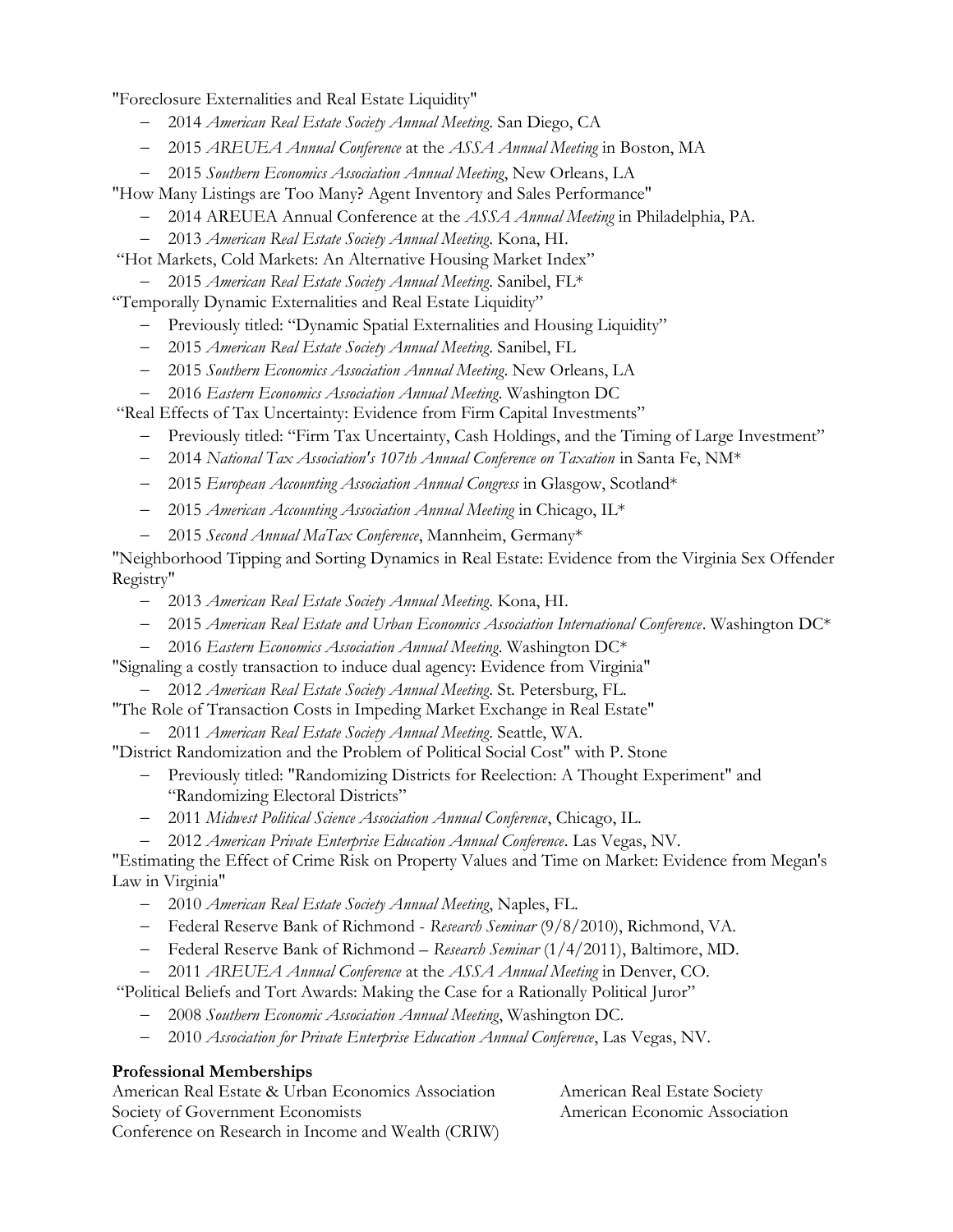"Foreclosure Externalities and Real Estate Liquidity"

- 2014 *American Real Estate Society Annual Meeting*. San Diego, CA
- 2015 *AREUEA Annual Conference* at the *ASSA Annual Meeting* in Boston, MA
- 2015 *Southern Economics Association Annual Meeting*, New Orleans, LA

"How Many Listings are Too Many? Agent Inventory and Sales Performance"

- 2014 AREUEA Annual Conference at the *ASSA Annual Meeting* in Philadelphia, PA.
- 2013 *American Real Estate Society Annual Meeting*. Kona, HI.

"Hot Markets, Cold Markets: An Alternative Housing Market Index"

- 2015 *American Real Estate Society Annual Meeting*. Sanibel, FL*

"Temporally Dynamic Externalities and Real Estate Liquidity"

- Previously titled: "Dynamic Spatial Externalities and Housing Liquidity"
- 2015 *American Real Estate Society Annual Meeting*. Sanibel, FL
- 2015 *Southern Economics Association Annual Meeting*. New Orleans, LA
- 2016 *Eastern Economics Association Annual Meeting*. Washington DC

"Real Effects of Tax Uncertainty: Evidence from Firm Capital Investments"

- Previously titled: "Firm Tax Uncertainty, Cash Holdings, and the Timing of Large Investment"
- 2014 *National Tax Association's 107th Annual Conference on Taxation* in Santa Fe, NM*
- 2015 *European Accounting Association Annual Congress* in Glasgow, Scotland*
- 2015 *American Accounting Association Annual Meeting* in Chicago, IL*
- 2015 *Second Annual MaTax Conference*, Mannheim, Germany*

"Neighborhood Tipping and Sorting Dynamics in Real Estate: Evidence from the Virginia Sex Offender Registry"

- 2013 *American Real Estate Society Annual Meeting*. Kona, HI.
- 2015 *American Real Estate and Urban Economics Association International Conference*. Washington DC*
- 2016 *Eastern Economics Association Annual Meeting*. Washington DC*

"Signaling a costly transaction to induce dual agency: Evidence from Virginia"

- 2012 *American Real Estate Society Annual Meeting*. St. Petersburg, FL.

"The Role of Transaction Costs in Impeding Market Exchange in Real Estate"

- 2011 *American Real Estate Society Annual Meeting*. Seattle, WA.

"District Randomization and the Problem of Political Social Cost" with P. Stone

- Previously titled: "Randomizing Districts for Reelection: A Thought Experiment" and "Randomizing Electoral Districts"
- 2011 *Midwest Political Science Association Annual Conference*, Chicago, IL.
- 2012 *American Private Enterprise Education Annual Conference*. Las Vegas, NV.

"Estimating the Effect of Crime Risk on Property Values and Time on Market: Evidence from Megan's Law in Virginia"

- 2010 *American Real Estate Society Annual Meeting*, Naples, FL.
- Federal Reserve Bank of Richmond - *Research Seminar* (9/8/2010), Richmond, VA.
- Federal Reserve Bank of Richmond – *Research Seminar* (1/4/2011), Baltimore, MD.
- 2011 *AREUEA Annual Conference* at the *ASSA Annual Meeting* in Denver, CO.

"Political Beliefs and Tort Awards: Making the Case for a Rationally Political Juror"

- 2008 *Southern Economic Association Annual Meeting*, Washington DC.
- 2010 *Association for Private Enterprise Education Annual Conference*, Las Vegas, NV.

**Professional Memberships**

American Real Estate & Urban Economics Association
Society of Government Economists
Conference on Research in Income and Wealth (CRIW)
American Real Estate Society
American Economic Association